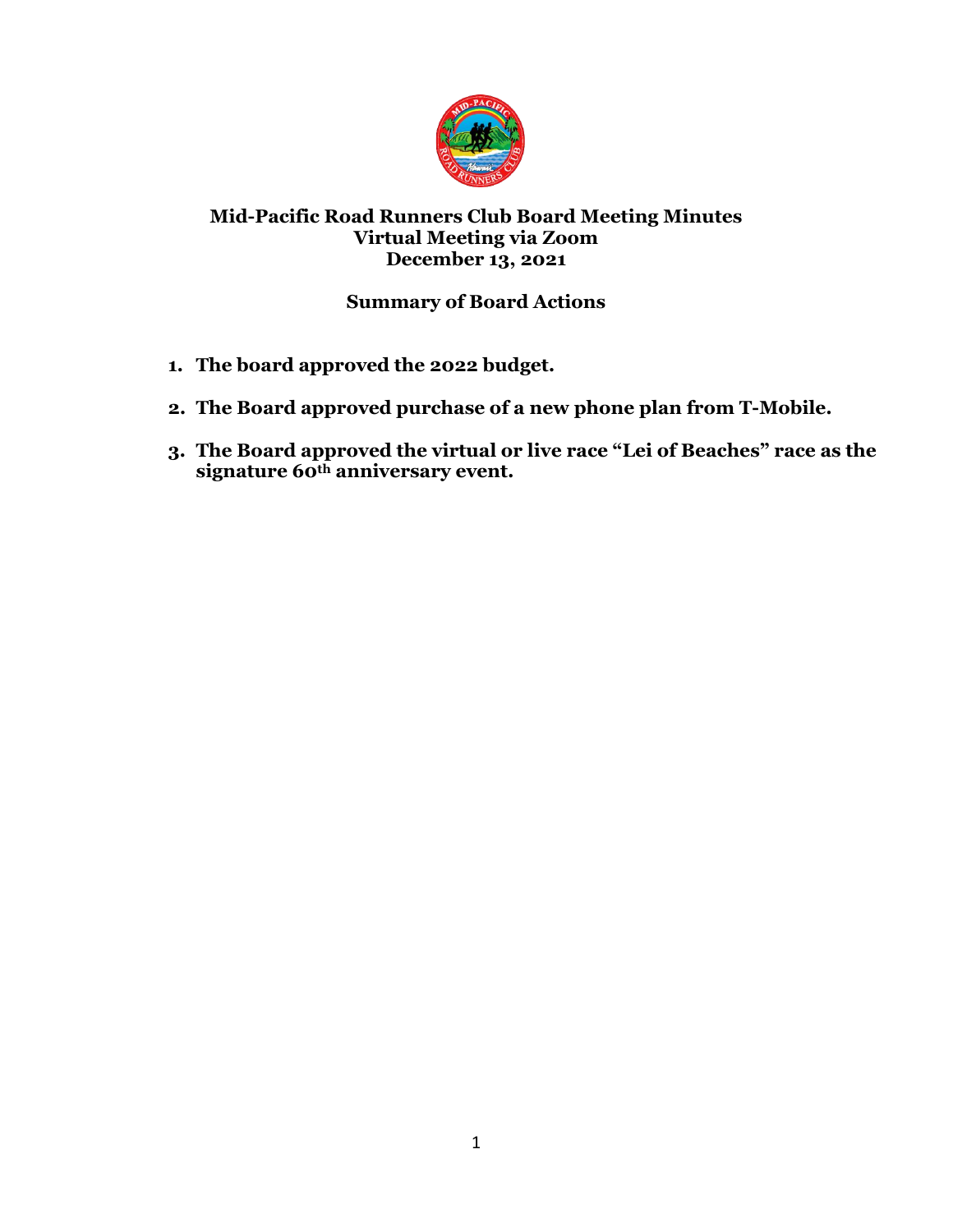# Mid-Pacific Road Runners Club Board Meeting Minutes
## Virtual Meeting via Zoom
## December 13, 2021

### Summary of Board Actions

1. **The board approved the 2022 budget.**
2. **The Board approved purchase of a new phone plan from T-Mobile.**
3. **The Board approved the virtual or live race "Lei of Beaches" race as the signature 60th anniversary event.**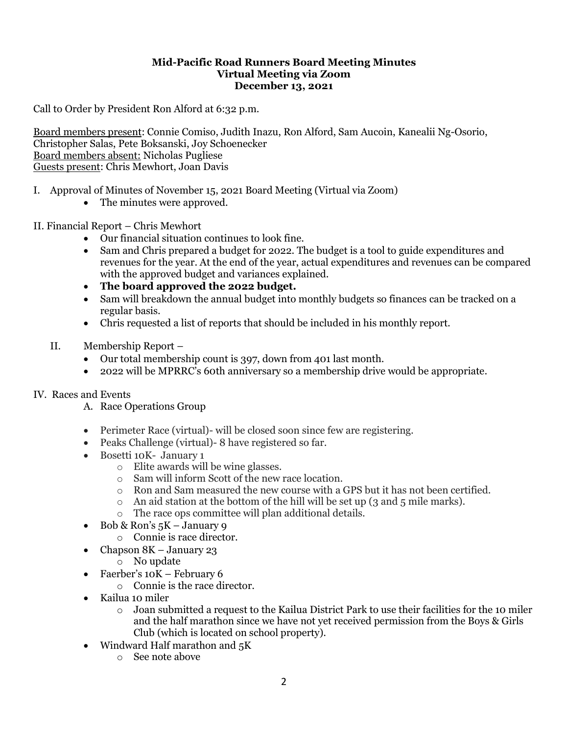**Mid-Pacific Road Runners Board Meeting Minutes**
**Virtual Meeting via Zoom**
**December 13, 2021**

Call to Order by President Ron Alford at 6:32 p.m.

Board members present: Connie Comiso, Judith Inazu, Ron Alford, Sam Aucoin, Kanealii Ng-Osorio, Christopher Salas, Pete Boksanski, Joy Schoenecker
Board members absent: Nicholas Pugliese
Guests present: Chris Mewhort, Joan Davis

I. Approval of Minutes of November 15, 2021 Board Meeting (Virtual via Zoom)
- The minutes were approved.

II. Financial Report – Chris Mewhort
- Our financial situation continues to look fine.
- Sam and Chris prepared a budget for 2022. The budget is a tool to guide expenditures and revenues for the year. At the end of the year, actual expenditures and revenues can be compared with the approved budget and variances explained.
- **The board approved the 2022 budget.**
- Sam will breakdown the annual budget into monthly budgets so finances can be tracked on a regular basis.
- Chris requested a list of reports that should be included in his monthly report.

II. Membership Report –
- Our total membership count is 397, down from 401 last month.
- 2022 will be MPRRC's 60th anniversary so a membership drive would be appropriate.

IV. Races and Events

A. Race Operations Group

- Perimeter Race (virtual)- will be closed soon since few are registering.
- Peaks Challenge (virtual)- 8 have registered so far.
- Bosetti 10K- January 1
  - Elite awards will be wine glasses.
  - Sam will inform Scott of the new race location.
  - Ron and Sam measured the new course with a GPS but it has not been certified.
  - An aid station at the bottom of the hill will be set up (3 and 5 mile marks).
  - The race ops committee will plan additional details.
- Bob & Ron's 5K – January 9
  - Connie is race director.
- Chapson 8K – January 23
  - No update
- Faerber's 10K – February 6
  - Connie is the race director.
- Kailua 10 miler
  - Joan submitted a request to the Kailua District Park to use their facilities for the 10 miler and the half marathon since we have not yet received permission from the Boys & Girls Club (which is located on school property).
- Windward Half marathon and 5K
  - See note above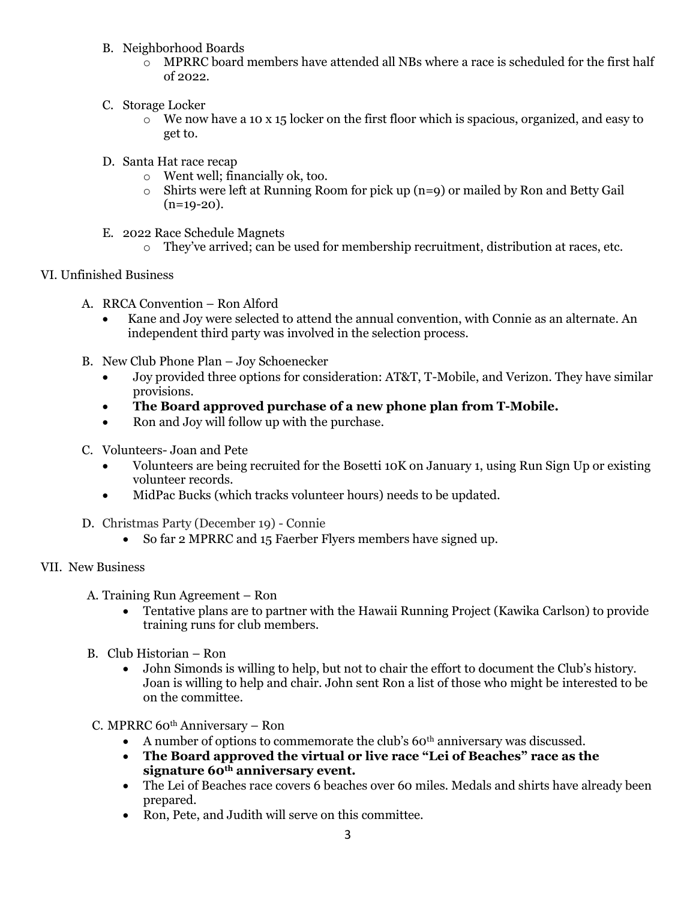B. Neighborhood Boards
   - MPRRC board members have attended all NBs where a race is scheduled for the first half of 2022.

C. Storage Locker
   - We now have a 10 x 15 locker on the first floor which is spacious, organized, and easy to get to.

D. Santa Hat race recap
   - Went well; financially ok, too.
   - Shirts were left at Running Room for pick up (n=9) or mailed by Ron and Betty Gail (n=19-20).

E. 2022 Race Schedule Magnets
   - They've arrived; can be used for membership recruitment, distribution at races, etc.

VI. Unfinished Business

A. RRCA Convention – Ron Alford
   - Kane and Joy were selected to attend the annual convention, with Connie as an alternate. An independent third party was involved in the selection process.

B. New Club Phone Plan – Joy Schoenecker
   - Joy provided three options for consideration: AT&T, T-Mobile, and Verizon. They have similar provisions.
   - **The Board approved purchase of a new phone plan from T-Mobile.**
   - Ron and Joy will follow up with the purchase.

C. Volunteers- Joan and Pete
   - Volunteers are being recruited for the Bosetti 10K on January 1, using Run Sign Up or existing volunteer records.
   - MidPac Bucks (which tracks volunteer hours) needs to be updated.

D. Christmas Party (December 19) - Connie
   - So far 2 MPRRC and 15 Faerber Flyers members have signed up.

VII. New Business

A. Training Run Agreement – Ron
   - Tentative plans are to partner with the Hawaii Running Project (Kawika Carlson) to provide training runs for club members.

B. Club Historian – Ron
   - John Simonds is willing to help, but not to chair the effort to document the Club's history. Joan is willing to help and chair. John sent Ron a list of those who might be interested to be on the committee.

C. MPRRC 60th Anniversary – Ron
   - A number of options to commemorate the club's 60th anniversary was discussed.
   - **The Board approved the virtual or live race "Lei of Beaches" race as the signature 60th anniversary event.**
   - The Lei of Beaches race covers 6 beaches over 60 miles. Medals and shirts have already been prepared.
   - Ron, Pete, and Judith will serve on this committee.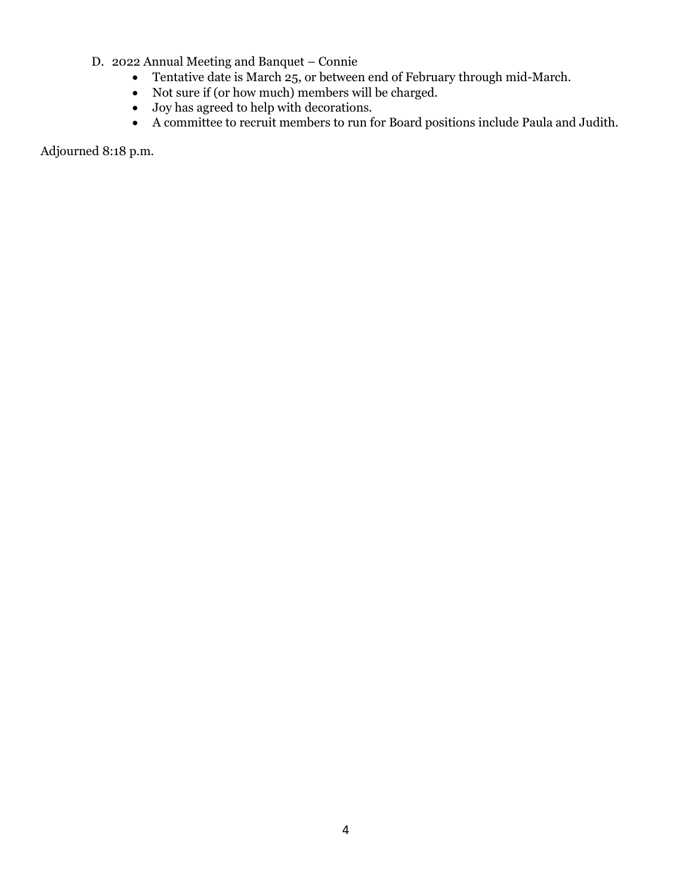D. 2022 Annual Meeting and Banquet – Connie

- Tentative date is March 25, or between end of February through mid-March.
- Not sure if (or how much) members will be charged.
- Joy has agreed to help with decorations.
- A committee to recruit members to run for Board positions include Paula and Judith.

Adjourned 8:18 p.m.